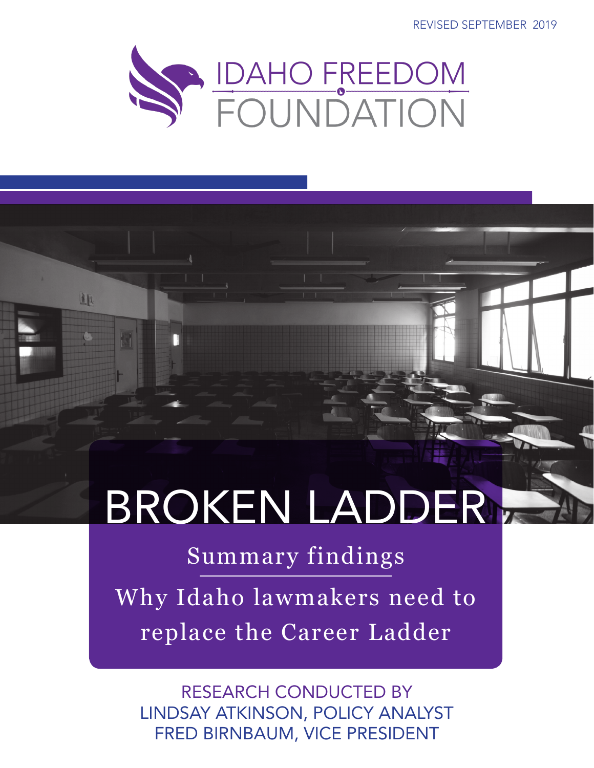REVISED SEPTEMBER 2019

IDAHO FREEDOM FOUNDATION

# BROKEN LADDER

## Summary findings

## Why Idaho lawmakers need to replace the Career Ladder

RESEARCH CONDUCTED BY
LINDSAY ATKINSON, POLICY ANALYST
FRED BIRNBAUM, VICE PRESIDENT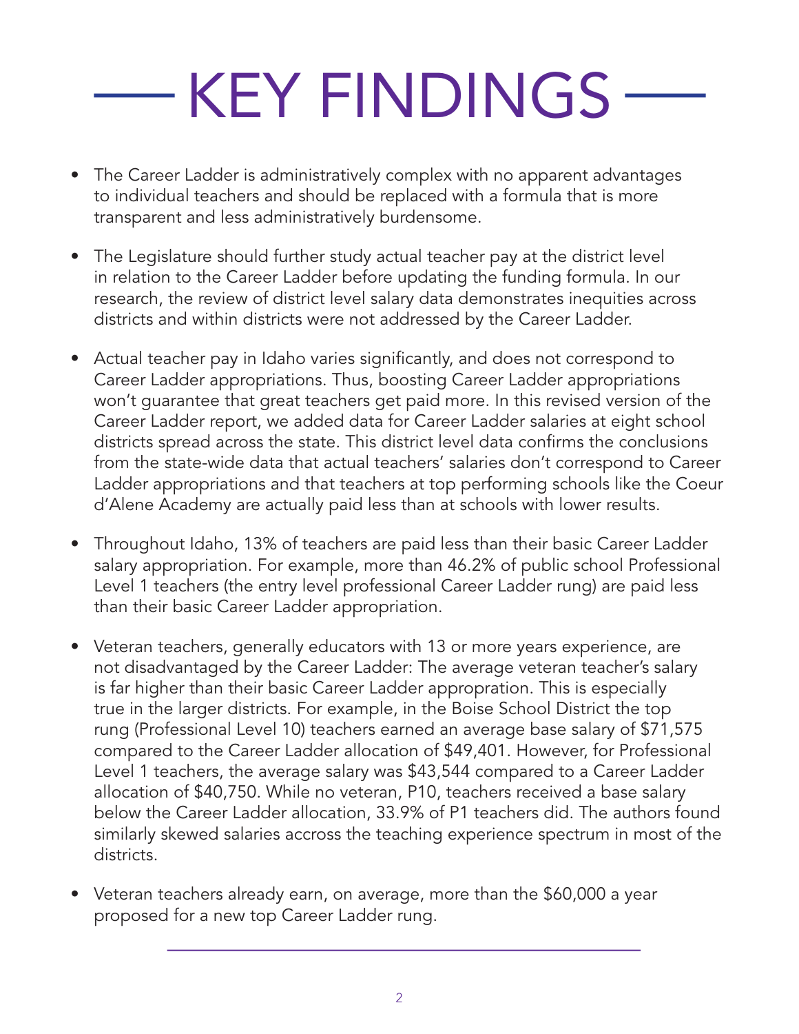# KEY FINDINGS

- The Career Ladder is administratively complex with no apparent advantages to individual teachers and should be replaced with a formula that is more transparent and less administratively burdensome.
- The Legislature should further study actual teacher pay at the district level in relation to the Career Ladder before updating the funding formula. In our research, the review of district level salary data demonstrates inequities across districts and within districts were not addressed by the Career Ladder.
- Actual teacher pay in Idaho varies significantly, and does not correspond to Career Ladder appropriations. Thus, boosting Career Ladder appropriations won't guarantee that great teachers get paid more. In this revised version of the Career Ladder report, we added data for Career Ladder salaries at eight school districts spread across the state. This district level data confirms the conclusions from the state-wide data that actual teachers' salaries don't correspond to Career Ladder appropriations and that teachers at top performing schools like the Coeur d'Alene Academy are actually paid less than at schools with lower results.
- Throughout Idaho, 13% of teachers are paid less than their basic Career Ladder salary appropriation. For example, more than 46.2% of public school Professional Level 1 teachers (the entry level professional Career Ladder rung) are paid less than their basic Career Ladder appropriation.
- Veteran teachers, generally educators with 13 or more years experience, are not disadvantaged by the Career Ladder: The average veteran teacher's salary is far higher than their basic Career Ladder appropration. This is especially true in the larger districts. For example, in the Boise School District the top rung (Professional Level 10) teachers earned an average base salary of $71,575 compared to the Career Ladder allocation of $49,401. However, for Professional Level 1 teachers, the average salary was $43,544 compared to a Career Ladder allocation of $40,750. While no veteran, P10, teachers received a base salary below the Career Ladder allocation, 33.9% of P1 teachers did. The authors found similarly skewed salaries accross the teaching experience spectrum in most of the districts.
- Veteran teachers already earn, on average, more than the $60,000 a year proposed for a new top Career Ladder rung.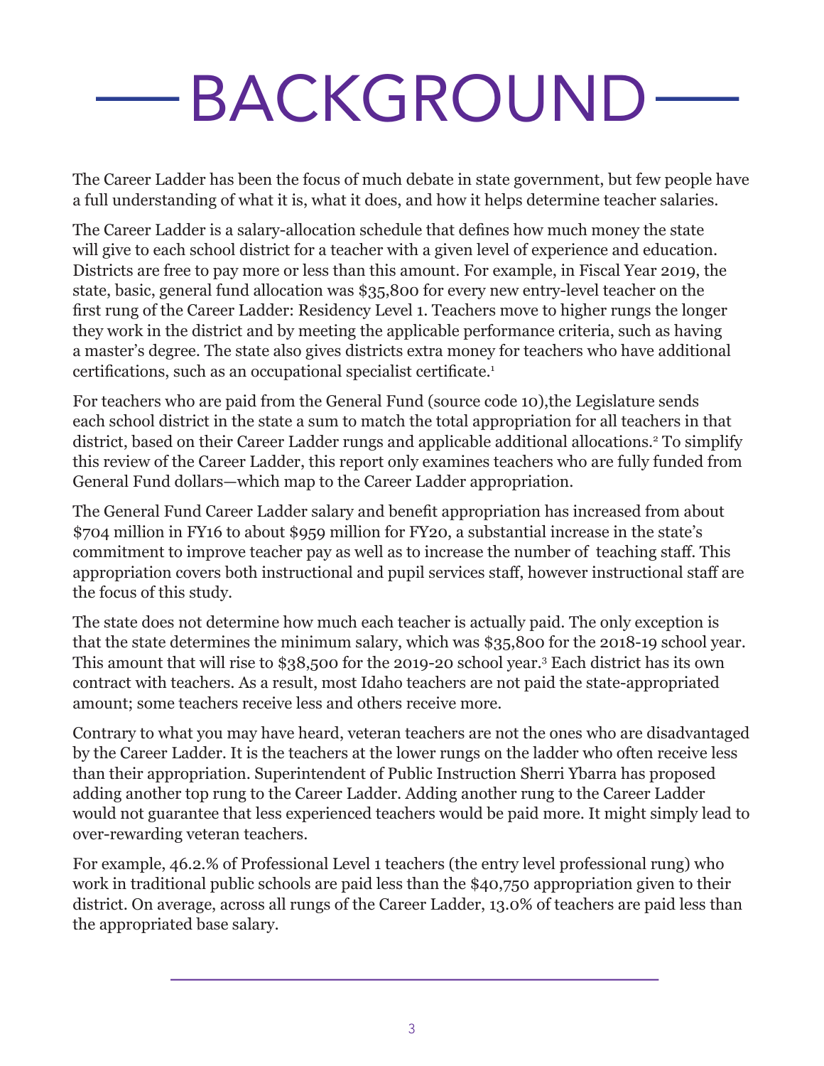# BACKGROUND

The Career Ladder has been the focus of much debate in state government, but few people have a full understanding of what it is, what it does, and how it helps determine teacher salaries.

The Career Ladder is a salary-allocation schedule that defines how much money the state will give to each school district for a teacher with a given level of experience and education. Districts are free to pay more or less than this amount. For example, in Fiscal Year 2019, the state, basic, general fund allocation was $35,800 for every new entry-level teacher on the first rung of the Career Ladder: Residency Level 1. Teachers move to higher rungs the longer they work in the district and by meeting the applicable performance criteria, such as having a master's degree. The state also gives districts extra money for teachers who have additional certifications, such as an occupational specialist certificate.[1]

For teachers who are paid from the General Fund (source code 10),the Legislature sends each school district in the state a sum to match the total appropriation for all teachers in that district, based on their Career Ladder rungs and applicable additional allocations.[2] To simplify this review of the Career Ladder, this report only examines teachers who are fully funded from General Fund dollars—which map to the Career Ladder appropriation.

The General Fund Career Ladder salary and benefit appropriation has increased from about $704 million in FY16 to about $959 million for FY20, a substantial increase in the state's commitment to improve teacher pay as well as to increase the number of teaching staff. This appropriation covers both instructional and pupil services staff, however instructional staff are the focus of this study.

The state does not determine how much each teacher is actually paid. The only exception is that the state determines the minimum salary, which was $35,800 for the 2018-19 school year. This amount that will rise to $38,500 for the 2019-20 school year.[3] Each district has its own contract with teachers. As a result, most Idaho teachers are not paid the state-appropriated amount; some teachers receive less and others receive more.

Contrary to what you may have heard, veteran teachers are not the ones who are disadvantaged by the Career Ladder. It is the teachers at the lower rungs on the ladder who often receive less than their appropriation. Superintendent of Public Instruction Sherri Ybarra has proposed adding another top rung to the Career Ladder. Adding another rung to the Career Ladder would not guarantee that less experienced teachers would be paid more. It might simply lead to over-rewarding veteran teachers.

For example, 46.2.% of Professional Level 1 teachers (the entry level professional rung) who work in traditional public schools are paid less than the $40,750 appropriation given to their district. On average, across all rungs of the Career Ladder, 13.0% of teachers are paid less than the appropriated base salary.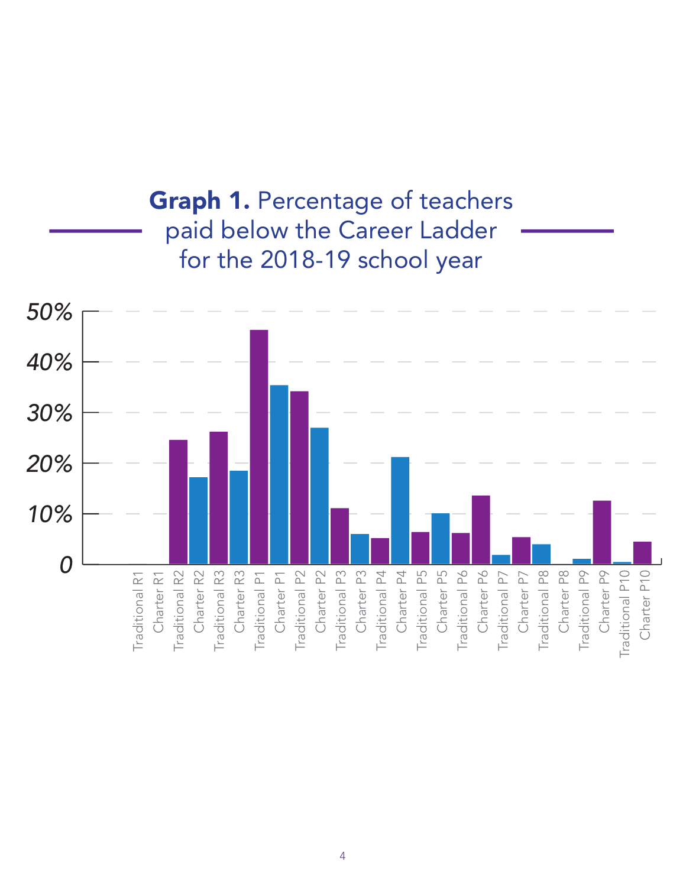**Graph 1.** Percentage of teachers paid below the Career Ladder for the 2018-19 school year

50%
40%
30%
20%
10%
0

Traditional R1, Charter R1, Traditional R2, Charter R2, Traditional R3, Charter R3, Traditional P1, Charter P1, Traditional P2, Charter P2, Traditional P3, Charter P3, Traditional P4, Charter P4, Traditional P5, Charter P5, Traditional P6, Charter P6, Traditional P7, Charter P7, Traditional P8, Charter P8, Traditional P9, Charter P9, Traditional P10, Charter P10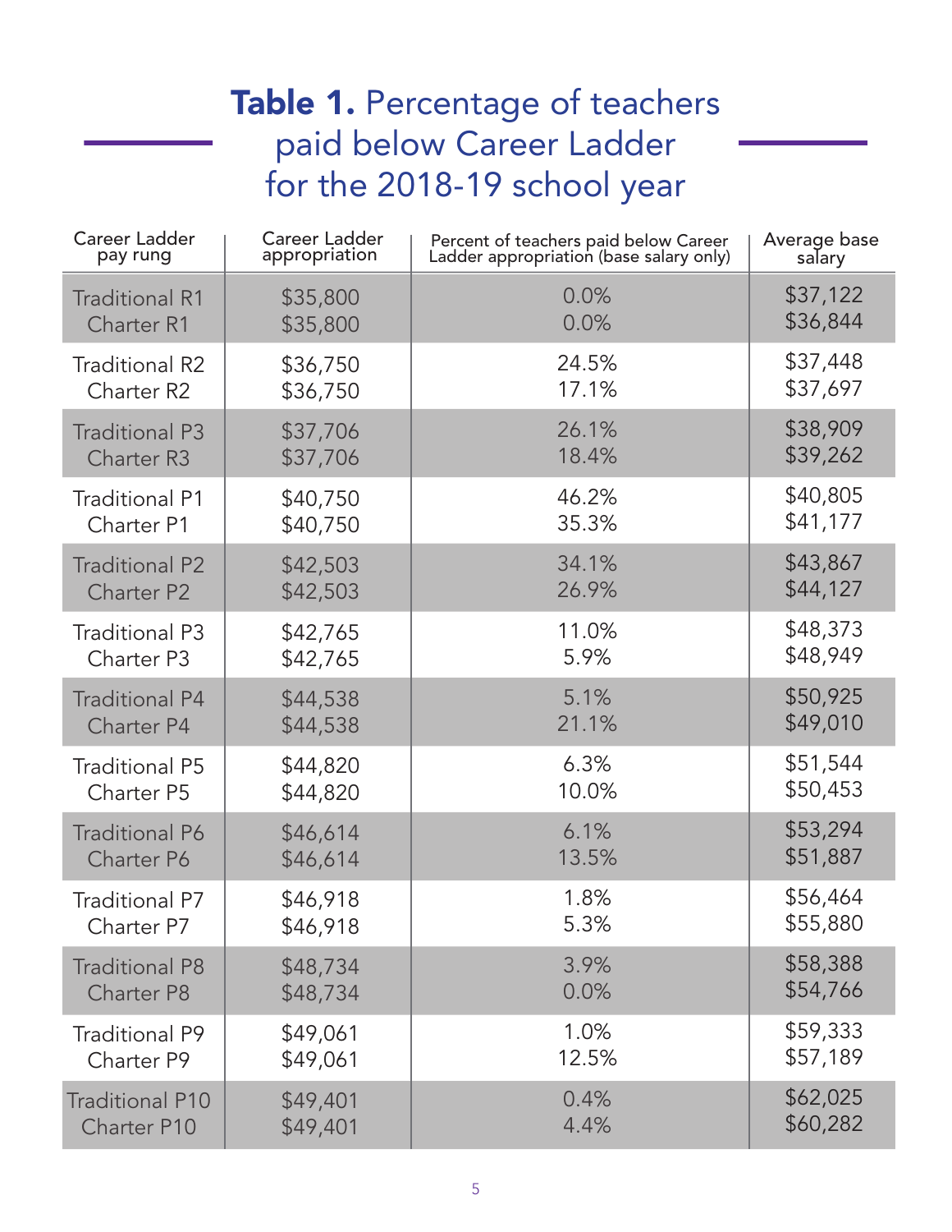## **Table 1.** Percentage of teachers paid below Career Ladder for the 2018-19 school year

| Career Ladder pay rung | Career Ladder appropriation | Percent of teachers paid below Career Ladder appropriation (base salary only) | Average base salary |
|---|---|---|---|
| Traditional R1 | $35,800 | 0.0% | $37,122 |
| Charter R1 | $35,800 | 0.0% | $36,844 |
| Traditional R2 | $36,750 | 24.5% | $37,448 |
| Charter R2 | $36,750 | 17.1% | $37,697 |
| Traditional P3 | $37,706 | 26.1% | $38,909 |
| Charter R3 | $37,706 | 18.4% | $39,262 |
| Traditional P1 | $40,750 | 46.2% | $40,805 |
| Charter P1 | $40,750 | 35.3% | $41,177 |
| Traditional P2 | $42,503 | 34.1% | $43,867 |
| Charter P2 | $42,503 | 26.9% | $44,127 |
| Traditional P3 | $42,765 | 11.0% | $48,373 |
| Charter P3 | $42,765 | 5.9% | $48,949 |
| Traditional P4 | $44,538 | 5.1% | $50,925 |
| Charter P4 | $44,538 | 21.1% | $49,010 |
| Traditional P5 | $44,820 | 6.3% | $51,544 |
| Charter P5 | $44,820 | 10.0% | $50,453 |
| Traditional P6 | $46,614 | 6.1% | $53,294 |
| Charter P6 | $46,614 | 13.5% | $51,887 |
| Traditional P7 | $46,918 | 1.8% | $56,464 |
| Charter P7 | $46,918 | 5.3% | $55,880 |
| Traditional P8 | $48,734 | 3.9% | $58,388 |
| Charter P8 | $48,734 | 0.0% | $54,766 |
| Traditional P9 | $49,061 | 1.0% | $59,333 |
| Charter P9 | $49,061 | 12.5% | $57,189 |
| Traditional P10 | $49,401 | 0.4% | $62,025 |
| Charter P10 | $49,401 | 4.4% | $60,282 |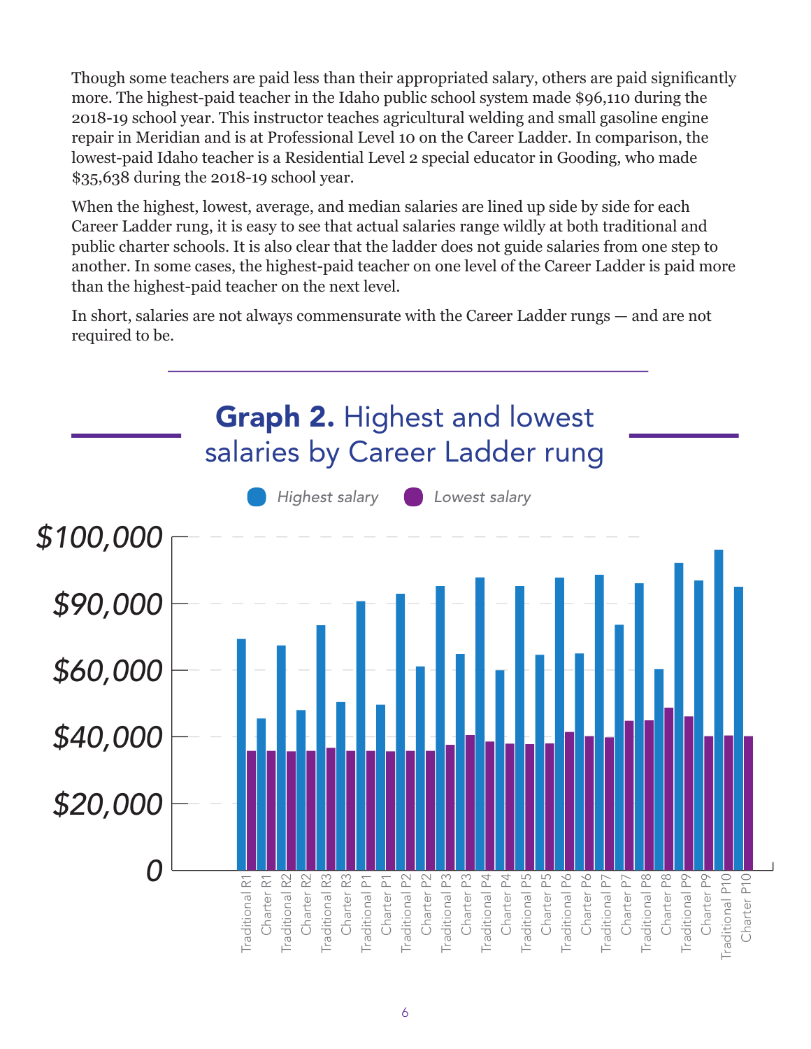Though some teachers are paid less than their appropriated salary, others are paid significantly more. The highest-paid teacher in the Idaho public school system made $96,110 during the 2018-19 school year. This instructor teaches agricultural welding and small gasoline engine repair in Meridian and is at Professional Level 10 on the Career Ladder. In comparison, the lowest-paid Idaho teacher is a Residential Level 2 special educator in Gooding, who made $35,638 during the 2018-19 school year.

When the highest, lowest, average, and median salaries are lined up side by side for each Career Ladder rung, it is easy to see that actual salaries range wildly at both traditional and public charter schools. It is also clear that the ladder does not guide salaries from one step to another. In some cases, the highest-paid teacher on one level of the Career Ladder is paid more than the highest-paid teacher on the next level.

In short, salaries are not always commensurate with the Career Ladder rungs — and are not required to be.

## **Graph 2.** Highest and lowest salaries by Career Ladder rung

*Highest salary* *Lowest salary*

$100,000
$90,000
$60,000
$40,000
$20,000
0

Traditional R1, Charter R1, Traditional R2, Charter R2, Traditional R3, Charter R3, Traditional P1, Charter P1, Traditional P2, Charter P2, Traditional P3, Charter P3, Traditional P4, Charter P4, Traditional P5, Charter P5, Traditional P6, Charter P6, Traditional P7, Charter P7, Traditional P8, Charter P8, Traditional P9, Charter P9, Traditional P10, Charter P10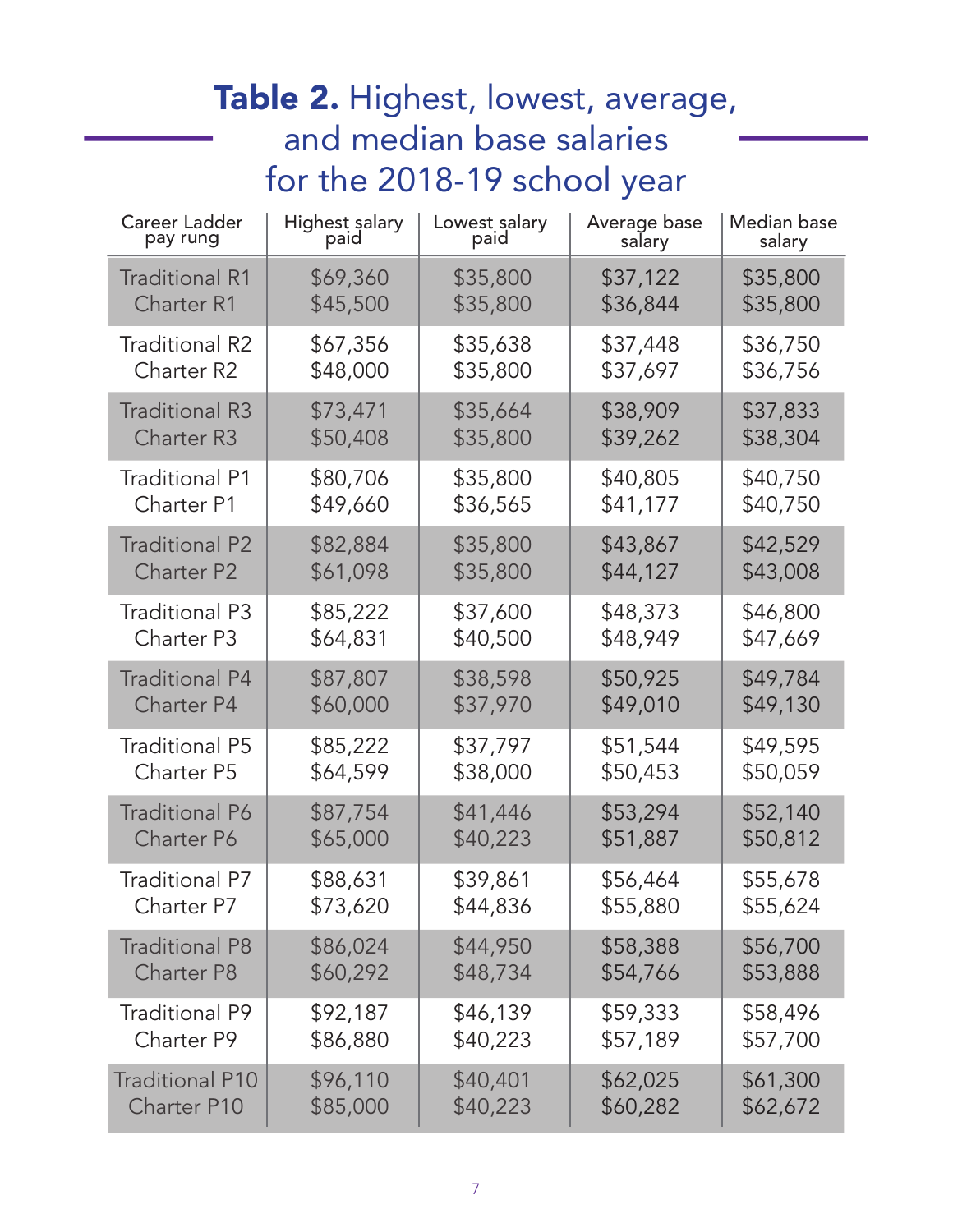# **Table 2.** Highest, lowest, average, and median base salaries for the 2018-19 school year

| Career Ladder pay rung | Highest salary paid | Lowest salary paid | Average base salary | Median base salary |
|---|---|---|---|---|
| Traditional R1 | $69,360 | $35,800 | $37,122 | $35,800 |
| Charter R1 | $45,500 | $35,800 | $36,844 | $35,800 |
| Traditional R2 | $67,356 | $35,638 | $37,448 | $36,750 |
| Charter R2 | $48,000 | $35,800 | $37,697 | $36,756 |
| Traditional R3 | $73,471 | $35,664 | $38,909 | $37,833 |
| Charter R3 | $50,408 | $35,800 | $39,262 | $38,304 |
| Traditional P1 | $80,706 | $35,800 | $40,805 | $40,750 |
| Charter P1 | $49,660 | $36,565 | $41,177 | $40,750 |
| Traditional P2 | $82,884 | $35,800 | $43,867 | $42,529 |
| Charter P2 | $61,098 | $35,800 | $44,127 | $43,008 |
| Traditional P3 | $85,222 | $37,600 | $48,373 | $46,800 |
| Charter P3 | $64,831 | $40,500 | $48,949 | $47,669 |
| Traditional P4 | $87,807 | $38,598 | $50,925 | $49,784 |
| Charter P4 | $60,000 | $37,970 | $49,010 | $49,130 |
| Traditional P5 | $85,222 | $37,797 | $51,544 | $49,595 |
| Charter P5 | $64,599 | $38,000 | $50,453 | $50,059 |
| Traditional P6 | $87,754 | $41,446 | $53,294 | $52,140 |
| Charter P6 | $65,000 | $40,223 | $51,887 | $50,812 |
| Traditional P7 | $88,631 | $39,861 | $56,464 | $55,678 |
| Charter P7 | $73,620 | $44,836 | $55,880 | $55,624 |
| Traditional P8 | $86,024 | $44,950 | $58,388 | $56,700 |
| Charter P8 | $60,292 | $48,734 | $54,766 | $53,888 |
| Traditional P9 | $92,187 | $46,139 | $59,333 | $58,496 |
| Charter P9 | $86,880 | $40,223 | $57,189 | $57,700 |
| Traditional P10 | $96,110 | $40,401 | $62,025 | $61,300 |
| Charter P10 | $85,000 | $40,223 | $60,282 | $62,672 |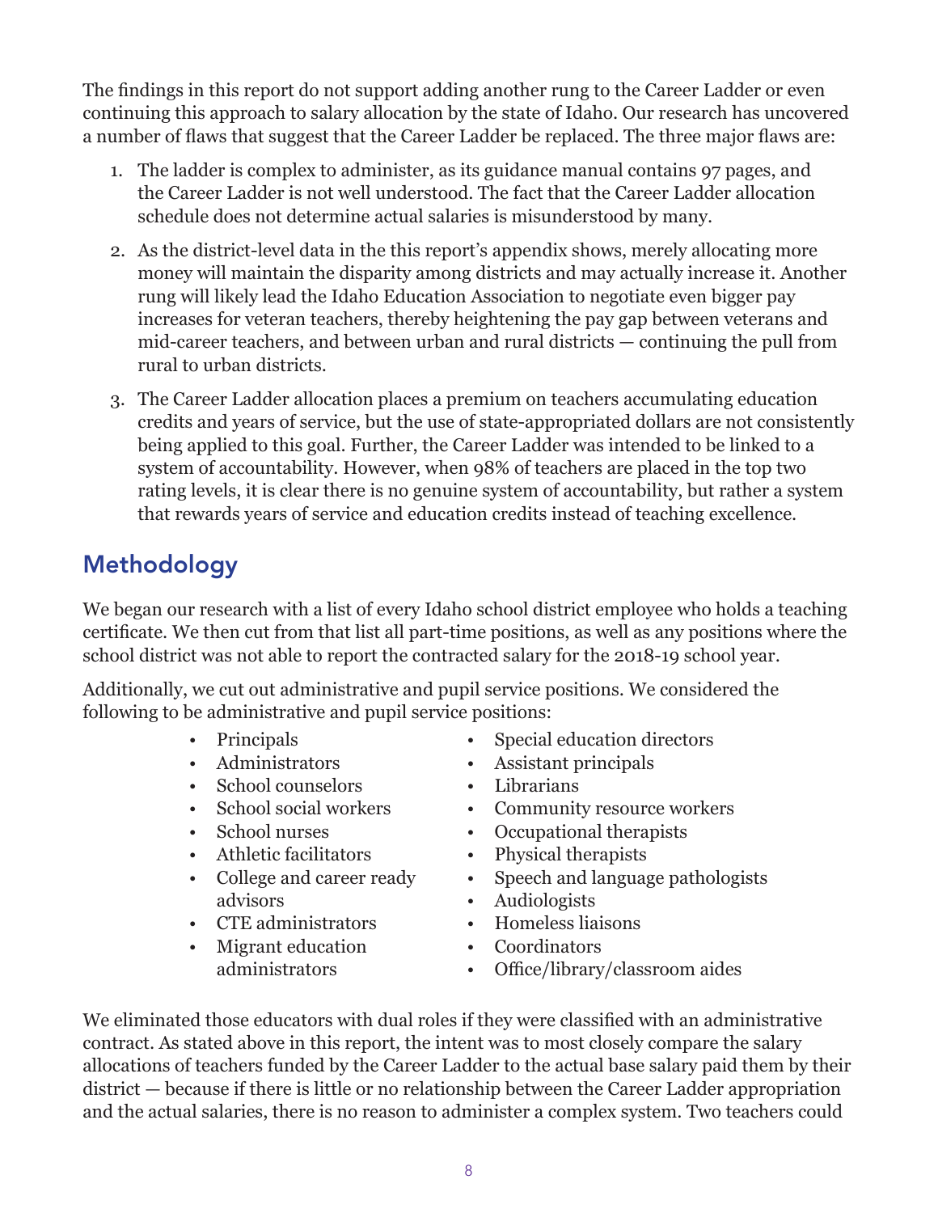The findings in this report do not support adding another rung to the Career Ladder or even continuing this approach to salary allocation by the state of Idaho. Our research has uncovered a number of flaws that suggest that the Career Ladder be replaced. The three major flaws are:

1. The ladder is complex to administer, as its guidance manual contains 97 pages, and the Career Ladder is not well understood. The fact that the Career Ladder allocation schedule does not determine actual salaries is misunderstood by many.
2. As the district-level data in the this report's appendix shows, merely allocating more money will maintain the disparity among districts and may actually increase it. Another rung will likely lead the Idaho Education Association to negotiate even bigger pay increases for veteran teachers, thereby heightening the pay gap between veterans and mid-career teachers, and between urban and rural districts — continuing the pull from rural to urban districts.
3. The Career Ladder allocation places a premium on teachers accumulating education credits and years of service, but the use of state-appropriated dollars are not consistently being applied to this goal. Further, the Career Ladder was intended to be linked to a system of accountability. However, when 98% of teachers are placed in the top two rating levels, it is clear there is no genuine system of accountability, but rather a system that rewards years of service and education credits instead of teaching excellence.

## Methodology

We began our research with a list of every Idaho school district employee who holds a teaching certificate. We then cut from that list all part-time positions, as well as any positions where the school district was not able to report the contracted salary for the 2018-19 school year.

Additionally, we cut out administrative and pupil service positions. We considered the following to be administrative and pupil service positions:

- Principals
- Administrators
- School counselors
- School social workers
- School nurses
- Athletic facilitators
- College and career ready advisors
- CTE administrators
- Migrant education administrators
- Special education directors
- Assistant principals
- Librarians
- Community resource workers
- Occupational therapists
- Physical therapists
- Speech and language pathologists
- Audiologists
- Homeless liaisons
- Coordinators
- Office/library/classroom aides

We eliminated those educators with dual roles if they were classified with an administrative contract. As stated above in this report, the intent was to most closely compare the salary allocations of teachers funded by the Career Ladder to the actual base salary paid them by their district — because if there is little or no relationship between the Career Ladder appropriation and the actual salaries, there is no reason to administer a complex system. Two teachers could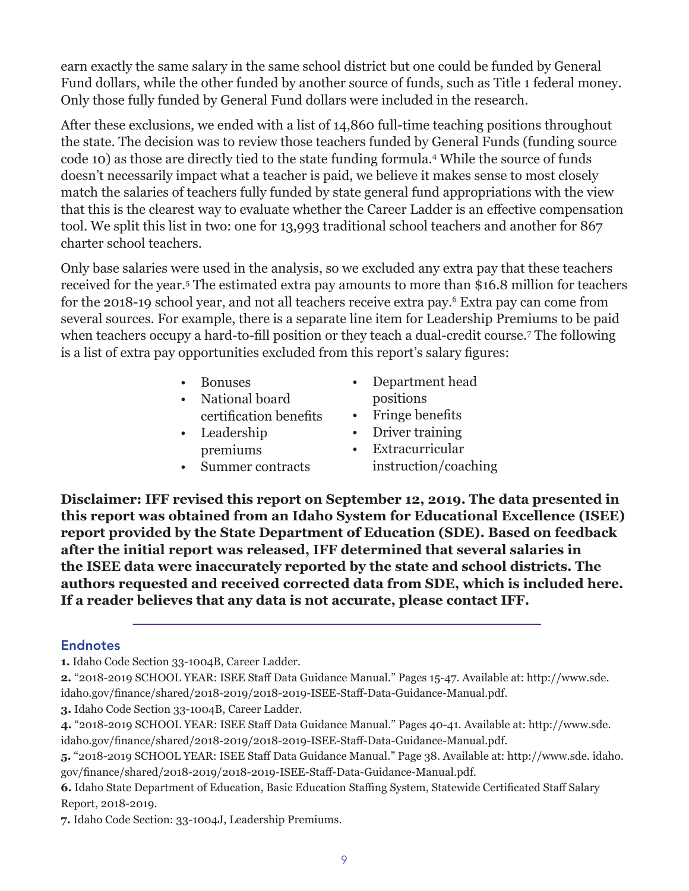earn exactly the same salary in the same school district but one could be funded by General Fund dollars, while the other funded by another source of funds, such as Title 1 federal money. Only those fully funded by General Fund dollars were included in the research.

After these exclusions, we ended with a list of 14,860 full-time teaching positions throughout the state. The decision was to review those teachers funded by General Funds (funding source code 10) as those are directly tied to the state funding formula.[4] While the source of funds doesn't necessarily impact what a teacher is paid, we believe it makes sense to most closely match the salaries of teachers fully funded by state general fund appropriations with the view that this is the clearest way to evaluate whether the Career Ladder is an effective compensation tool. We split this list in two: one for 13,993 traditional school teachers and another for 867 charter school teachers.

Only base salaries were used in the analysis, so we excluded any extra pay that these teachers received for the year.[5] The estimated extra pay amounts to more than $16.8 million for teachers for the 2018-19 school year, and not all teachers receive extra pay.[6] Extra pay can come from several sources. For example, there is a separate line item for Leadership Premiums to be paid when teachers occupy a hard-to-fill position or they teach a dual-credit course.[7] The following is a list of extra pay opportunities excluded from this report's salary figures:

- Bonuses
- National board certification benefits
- Leadership premiums
- Summer contracts
- Department head positions
- Fringe benefits
- Driver training
- Extracurricular instruction/coaching

**Disclaimer: IFF revised this report on September 12, 2019. The data presented in this report was obtained from an Idaho System for Educational Excellence (ISEE) report provided by the State Department of Education (SDE). Based on feedback after the initial report was released, IFF determined that several salaries in the ISEE data were inaccurately reported by the state and school districts. The authors requested and received corrected data from SDE, which is included here. If a reader believes that any data is not accurate, please contact IFF.**

---

## Endnotes

**1.** Idaho Code Section 33-1004B, Career Ladder.

**2.** "2018-2019 SCHOOL YEAR: ISEE Staff Data Guidance Manual." Pages 15-47. Available at: http://www.sde.idaho.gov/finance/shared/2018-2019/2018-2019-ISEE-Staff-Data-Guidance-Manual.pdf.

**3.** Idaho Code Section 33-1004B, Career Ladder.

**4.** "2018-2019 SCHOOL YEAR: ISEE Staff Data Guidance Manual." Pages 40-41. Available at: http://www.sde.idaho.gov/finance/shared/2018-2019/2018-2019-ISEE-Staff-Data-Guidance-Manual.pdf.

**5.** "2018-2019 SCHOOL YEAR: ISEE Staff Data Guidance Manual." Page 38. Available at: http://www.sde. idaho.gov/finance/shared/2018-2019/2018-2019-ISEE-Staff-Data-Guidance-Manual.pdf.

**6.** Idaho State Department of Education, Basic Education Staffing System, Statewide Certificated Staff Salary Report, 2018-2019.

**7.** Idaho Code Section: 33-1004J, Leadership Premiums.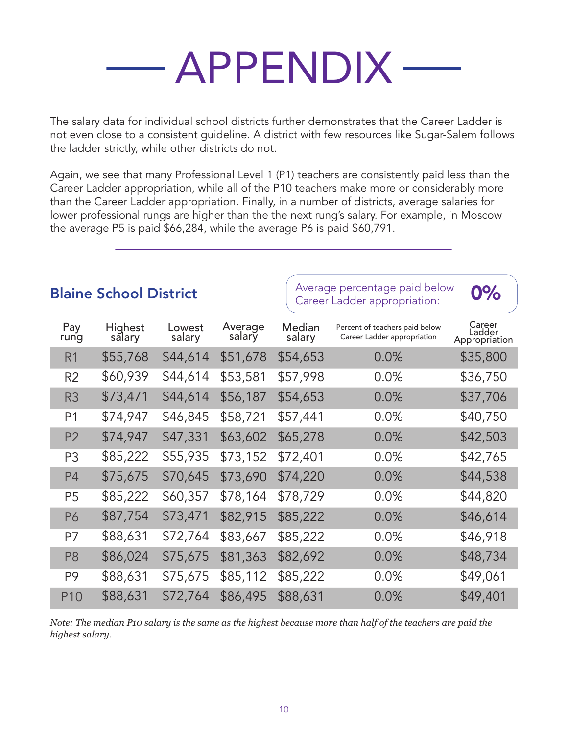# APPENDIX

The salary data for individual school districts further demonstrates that the Career Ladder is not even close to a consistent guideline. A district with few resources like Sugar-Salem follows the ladder strictly, while other districts do not.

Again, we see that many Professional Level 1 (P1) teachers are consistently paid less than the Career Ladder appropriation, while all of the P10 teachers make more or considerably more than the Career Ladder appropriation. Finally, in a number of districts, average salaries for lower professional rungs are higher than the the next rung's salary. For example, in Moscow the average P5 is paid $66,284, while the average P6 is paid $60,791.

---

## Blaine School District

Average percentage paid below Career Ladder appropriation: **0%**

| Pay rung | Highest salary | Lowest salary | Average salary | Median salary | Percent of teachers paid below Career Ladder appropriation | Career Ladder Appropriation |
|---|---|---|---|---|---|---|
| R1 | $55,768 | $44,614 | $51,678 | $54,653 | 0.0% | $35,800 |
| R2 | $60,939 | $44,614 | $53,581 | $57,998 | 0.0% | $36,750 |
| R3 | $73,471 | $44,614 | $56,187 | $54,653 | 0.0% | $37,706 |
| P1 | $74,947 | $46,845 | $58,721 | $57,441 | 0.0% | $40,750 |
| P2 | $74,947 | $47,331 | $63,602 | $65,278 | 0.0% | $42,503 |
| P3 | $85,222 | $55,935 | $73,152 | $72,401 | 0.0% | $42,765 |
| P4 | $75,675 | $70,645 | $73,690 | $74,220 | 0.0% | $44,538 |
| P5 | $85,222 | $60,357 | $78,164 | $78,729 | 0.0% | $44,820 |
| P6 | $87,754 | $73,471 | $82,915 | $85,222 | 0.0% | $46,614 |
| P7 | $88,631 | $72,764 | $83,667 | $85,222 | 0.0% | $46,918 |
| P8 | $86,024 | $75,675 | $81,363 | $82,692 | 0.0% | $48,734 |
| P9 | $88,631 | $75,675 | $85,112 | $85,222 | 0.0% | $49,061 |
| P10 | $88,631 | $72,764 | $86,495 | $88,631 | 0.0% | $49,401 |

*Note: The median P10 salary is the same as the highest because more than half of the teachers are paid the highest salary.*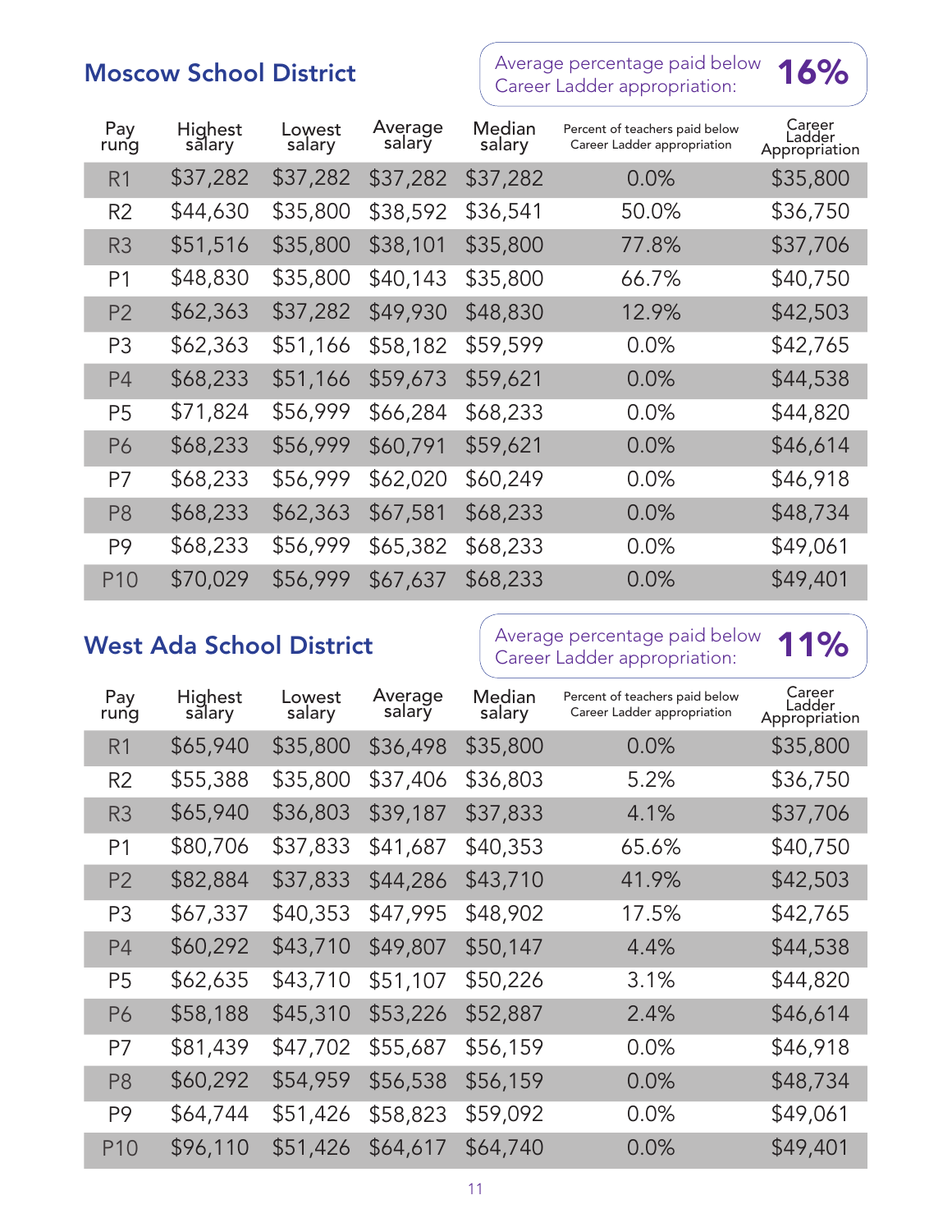## Moscow School District

Average percentage paid below Career Ladder appropriation: **16%**

| Pay rung | Highest salary | Lowest salary | Average salary | Median salary | Percent of teachers paid below Career Ladder appropriation | Career Ladder Appropriation |
|---|---|---|---|---|---|---|
| R1 | $37,282 | $37,282 | $37,282 | $37,282 | 0.0% | $35,800 |
| R2 | $44,630 | $35,800 | $38,592 | $36,541 | 50.0% | $36,750 |
| R3 | $51,516 | $35,800 | $38,101 | $35,800 | 77.8% | $37,706 |
| P1 | $48,830 | $35,800 | $40,143 | $35,800 | 66.7% | $40,750 |
| P2 | $62,363 | $37,282 | $49,930 | $48,830 | 12.9% | $42,503 |
| P3 | $62,363 | $51,166 | $58,182 | $59,599 | 0.0% | $42,765 |
| P4 | $68,233 | $51,166 | $59,673 | $59,621 | 0.0% | $44,538 |
| P5 | $71,824 | $56,999 | $66,284 | $68,233 | 0.0% | $44,820 |
| P6 | $68,233 | $56,999 | $60,791 | $59,621 | 0.0% | $46,614 |
| P7 | $68,233 | $56,999 | $62,020 | $60,249 | 0.0% | $46,918 |
| P8 | $68,233 | $62,363 | $67,581 | $68,233 | 0.0% | $48,734 |
| P9 | $68,233 | $56,999 | $65,382 | $68,233 | 0.0% | $49,061 |
| P10 | $70,029 | $56,999 | $67,637 | $68,233 | 0.0% | $49,401 |

## West Ada School District

Average percentage paid below Career Ladder appropriation: **11%**

| Pay rung | Highest salary | Lowest salary | Average salary | Median salary | Percent of teachers paid below Career Ladder appropriation | Career Ladder Appropriation |
|---|---|---|---|---|---|---|
| R1 | $65,940 | $35,800 | $36,498 | $35,800 | 0.0% | $35,800 |
| R2 | $55,388 | $35,800 | $37,406 | $36,803 | 5.2% | $36,750 |
| R3 | $65,940 | $36,803 | $39,187 | $37,833 | 4.1% | $37,706 |
| P1 | $80,706 | $37,833 | $41,687 | $40,353 | 65.6% | $40,750 |
| P2 | $82,884 | $37,833 | $44,286 | $43,710 | 41.9% | $42,503 |
| P3 | $67,337 | $40,353 | $47,995 | $48,902 | 17.5% | $42,765 |
| P4 | $60,292 | $43,710 | $49,807 | $50,147 | 4.4% | $44,538 |
| P5 | $62,635 | $43,710 | $51,107 | $50,226 | 3.1% | $44,820 |
| P6 | $58,188 | $45,310 | $53,226 | $52,887 | 2.4% | $46,614 |
| P7 | $81,439 | $47,702 | $55,687 | $56,159 | 0.0% | $46,918 |
| P8 | $60,292 | $54,959 | $56,538 | $56,159 | 0.0% | $48,734 |
| P9 | $64,744 | $51,426 | $58,823 | $59,092 | 0.0% | $49,061 |
| P10 | $96,110 | $51,426 | $64,617 | $64,740 | 0.0% | $49,401 |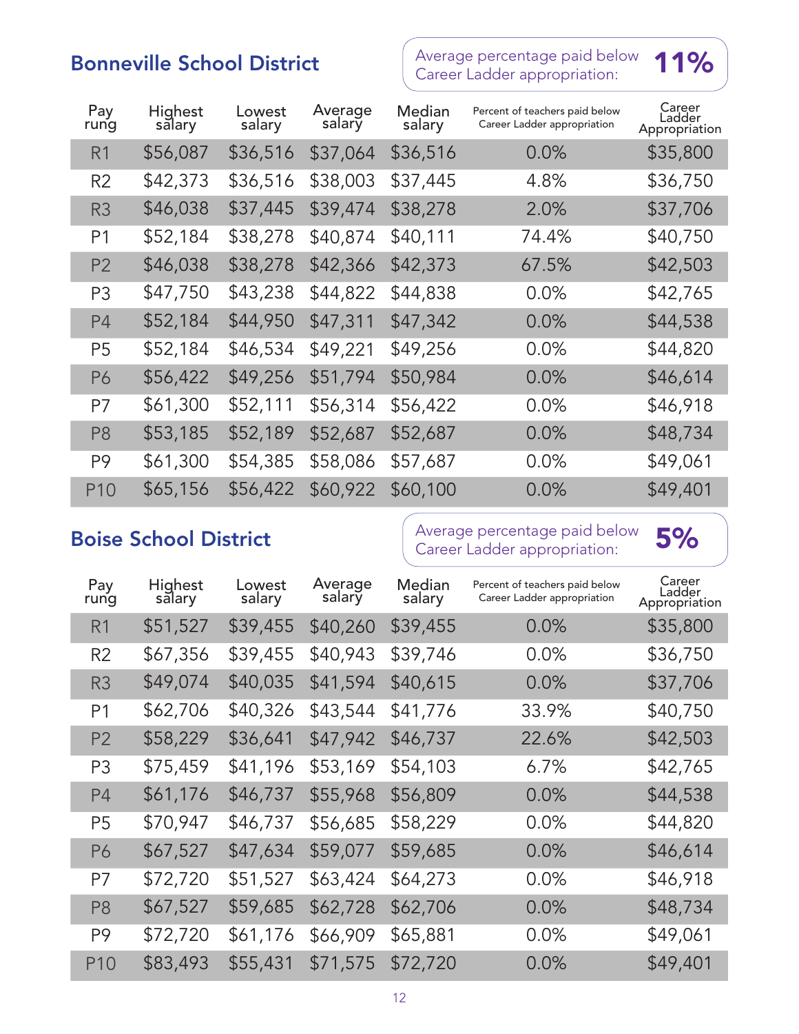## Bonneville School District

Average percentage paid below Career Ladder appropriation: **11%**

| Pay rung | Highest salary | Lowest salary | Average salary | Median salary | Percent of teachers paid below Career Ladder appropriation | Career Ladder Appropriation |
|---|---|---|---|---|---|---|
| R1 | $56,087 | $36,516 | $37,064 | $36,516 | 0.0% | $35,800 |
| R2 | $42,373 | $36,516 | $38,003 | $37,445 | 4.8% | $36,750 |
| R3 | $46,038 | $37,445 | $39,474 | $38,278 | 2.0% | $37,706 |
| P1 | $52,184 | $38,278 | $40,874 | $40,111 | 74.4% | $40,750 |
| P2 | $46,038 | $38,278 | $42,366 | $42,373 | 67.5% | $42,503 |
| P3 | $47,750 | $43,238 | $44,822 | $44,838 | 0.0% | $42,765 |
| P4 | $52,184 | $44,950 | $47,311 | $47,342 | 0.0% | $44,538 |
| P5 | $52,184 | $46,534 | $49,221 | $49,256 | 0.0% | $44,820 |
| P6 | $56,422 | $49,256 | $51,794 | $50,984 | 0.0% | $46,614 |
| P7 | $61,300 | $52,111 | $56,314 | $56,422 | 0.0% | $46,918 |
| P8 | $53,185 | $52,189 | $52,687 | $52,687 | 0.0% | $48,734 |
| P9 | $61,300 | $54,385 | $58,086 | $57,687 | 0.0% | $49,061 |
| P10 | $65,156 | $56,422 | $60,922 | $60,100 | 0.0% | $49,401 |

## Boise School District

Average percentage paid below Career Ladder appropriation: **5%**

| Pay rung | Highest salary | Lowest salary | Average salary | Median salary | Percent of teachers paid below Career Ladder appropriation | Career Ladder Appropriation |
|---|---|---|---|---|---|---|
| R1 | $51,527 | $39,455 | $40,260 | $39,455 | 0.0% | $35,800 |
| R2 | $67,356 | $39,455 | $40,943 | $39,746 | 0.0% | $36,750 |
| R3 | $49,074 | $40,035 | $41,594 | $40,615 | 0.0% | $37,706 |
| P1 | $62,706 | $40,326 | $43,544 | $41,776 | 33.9% | $40,750 |
| P2 | $58,229 | $36,641 | $47,942 | $46,737 | 22.6% | $42,503 |
| P3 | $75,459 | $41,196 | $53,169 | $54,103 | 6.7% | $42,765 |
| P4 | $61,176 | $46,737 | $55,968 | $56,809 | 0.0% | $44,538 |
| P5 | $70,947 | $46,737 | $56,685 | $58,229 | 0.0% | $44,820 |
| P6 | $67,527 | $47,634 | $59,077 | $59,685 | 0.0% | $46,614 |
| P7 | $72,720 | $51,527 | $63,424 | $64,273 | 0.0% | $46,918 |
| P8 | $67,527 | $59,685 | $62,728 | $62,706 | 0.0% | $48,734 |
| P9 | $72,720 | $61,176 | $66,909 | $65,881 | 0.0% | $49,061 |
| P10 | $83,493 | $55,431 | $71,575 | $72,720 | 0.0% | $49,401 |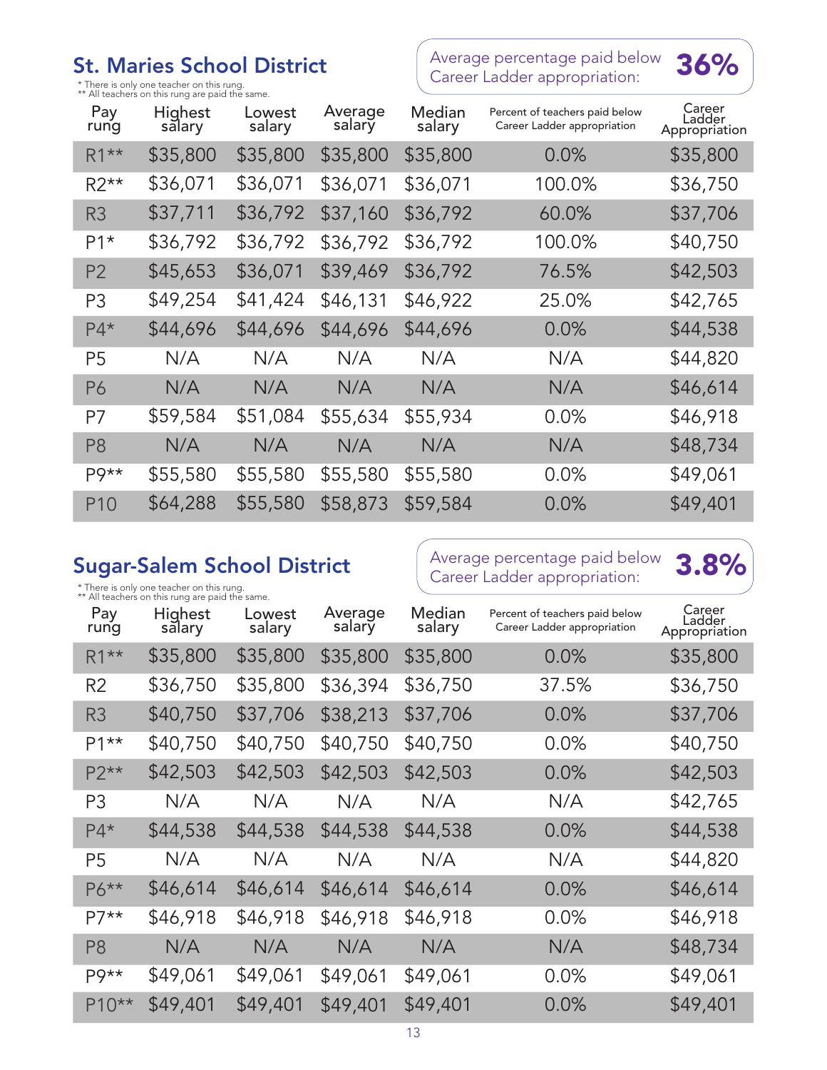## St. Maries School District

Average percentage paid below Career Ladder appropriation: **36%**

\* There is only one teacher on this rung.
\*\* All teachers on this rung are paid the same.

| Pay rung | Highest salary | Lowest salary | Average salary | Median salary | Percent of teachers paid below Career Ladder appropriation | Career Ladder Appropriation |
|---|---|---|---|---|---|---|
| R1** | $35,800 | $35,800 | $35,800 | $35,800 | 0.0% | $35,800 |
| R2** | $36,071 | $36,071 | $36,071 | $36,071 | 100.0% | $36,750 |
| R3 | $37,711 | $36,792 | $37,160 | $36,792 | 60.0% | $37,706 |
| P1* | $36,792 | $36,792 | $36,792 | $36,792 | 100.0% | $40,750 |
| P2 | $45,653 | $36,071 | $39,469 | $36,792 | 76.5% | $42,503 |
| P3 | $49,254 | $41,424 | $46,131 | $46,922 | 25.0% | $42,765 |
| P4* | $44,696 | $44,696 | $44,696 | $44,696 | 0.0% | $44,538 |
| P5 | N/A | N/A | N/A | N/A | N/A | $44,820 |
| P6 | N/A | N/A | N/A | N/A | N/A | $46,614 |
| P7 | $59,584 | $51,084 | $55,634 | $55,934 | 0.0% | $46,918 |
| P8 | N/A | N/A | N/A | N/A | N/A | $48,734 |
| P9** | $55,580 | $55,580 | $55,580 | $55,580 | 0.0% | $49,061 |
| P10 | $64,288 | $55,580 | $58,873 | $59,584 | 0.0% | $49,401 |

## Sugar-Salem School District

Average percentage paid below Career Ladder appropriation: **3.8%**

\* There is only one teacher on this rung.
\*\* All teachers on this rung are paid the same.

| Pay rung | Highest salary | Lowest salary | Average salary | Median salary | Percent of teachers paid below Career Ladder appropriation | Career Ladder Appropriation |
|---|---|---|---|---|---|---|
| R1** | $35,800 | $35,800 | $35,800 | $35,800 | 0.0% | $35,800 |
| R2 | $36,750 | $35,800 | $36,394 | $36,750 | 37.5% | $36,750 |
| R3 | $40,750 | $37,706 | $38,213 | $37,706 | 0.0% | $37,706 |
| P1** | $40,750 | $40,750 | $40,750 | $40,750 | 0.0% | $40,750 |
| P2** | $42,503 | $42,503 | $42,503 | $42,503 | 0.0% | $42,503 |
| P3 | N/A | N/A | N/A | N/A | N/A | $42,765 |
| P4* | $44,538 | $44,538 | $44,538 | $44,538 | 0.0% | $44,538 |
| P5 | N/A | N/A | N/A | N/A | N/A | $44,820 |
| P6** | $46,614 | $46,614 | $46,614 | $46,614 | 0.0% | $46,614 |
| P7** | $46,918 | $46,918 | $46,918 | $46,918 | 0.0% | $46,918 |
| P8 | N/A | N/A | N/A | N/A | N/A | $48,734 |
| P9** | $49,061 | $49,061 | $49,061 | $49,061 | 0.0% | $49,061 |
| P10** | $49,401 | $49,401 | $49,401 | $49,401 | 0.0% | $49,401 |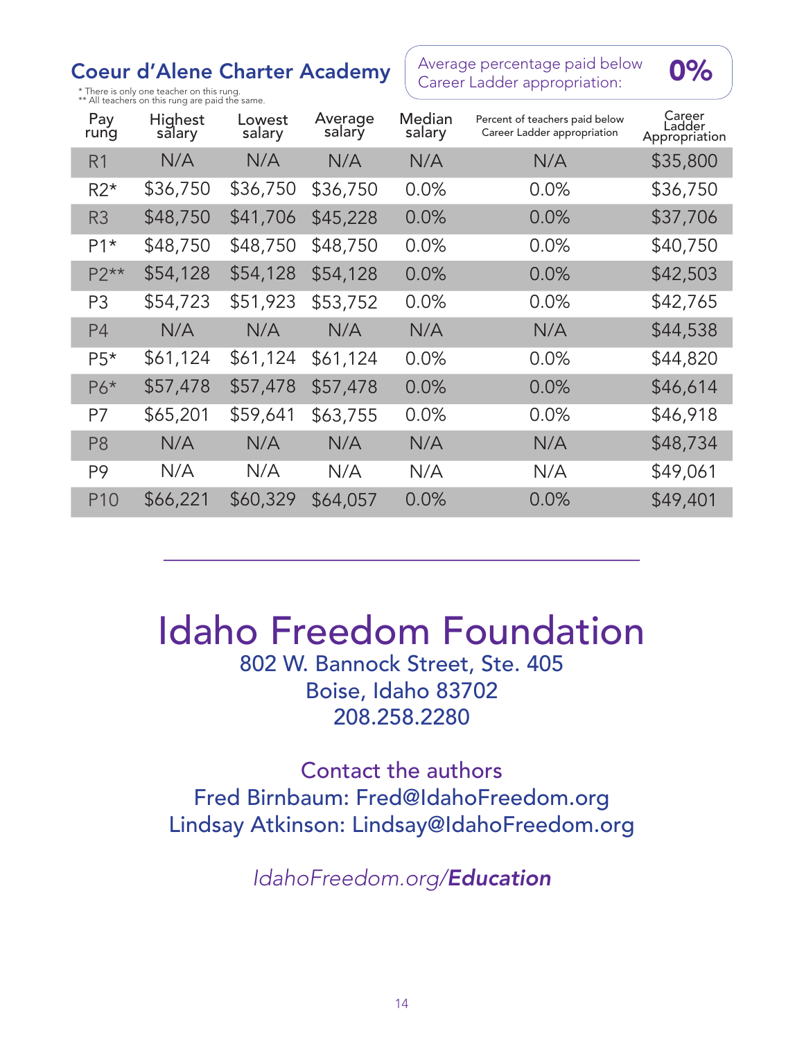## Coeur d'Alene Charter Academy

Average percentage paid below Career Ladder appropriation: **0%**

\* There is only one teacher on this rung.
\*\* All teachers on this rung are paid the same.

| Pay rung | Highest salary | Lowest salary | Average salary | Median salary | Percent of teachers paid below Career Ladder appropriation | Career Ladder Appropriation |
|---|---|---|---|---|---|---|
| R1 | N/A | N/A | N/A | N/A | N/A | $35,800 |
| R2* | $36,750 | $36,750 | $36,750 | 0.0% | 0.0% | $36,750 |
| R3 | $48,750 | $41,706 | $45,228 | 0.0% | 0.0% | $37,706 |
| P1* | $48,750 | $48,750 | $48,750 | 0.0% | 0.0% | $40,750 |
| P2** | $54,128 | $54,128 | $54,128 | 0.0% | 0.0% | $42,503 |
| P3 | $54,723 | $51,923 | $53,752 | 0.0% | 0.0% | $42,765 |
| P4 | N/A | N/A | N/A | N/A | N/A | $44,538 |
| P5* | $61,124 | $61,124 | $61,124 | 0.0% | 0.0% | $44,820 |
| P6* | $57,478 | $57,478 | $57,478 | 0.0% | 0.0% | $46,614 |
| P7 | $65,201 | $59,641 | $63,755 | 0.0% | 0.0% | $46,918 |
| P8 | N/A | N/A | N/A | N/A | N/A | $48,734 |
| P9 | N/A | N/A | N/A | N/A | N/A | $49,061 |
| P10 | $66,221 | $60,329 | $64,057 | 0.0% | 0.0% | $49,401 |

---

# Idaho Freedom Foundation

802 W. Bannock Street, Ste. 405
Boise, Idaho 83702
208.258.2280

Contact the authors
Fred Birnbaum: Fred@IdahoFreedom.org
Lindsay Atkinson: Lindsay@IdahoFreedom.org

*IdahoFreedom.org/**Education***